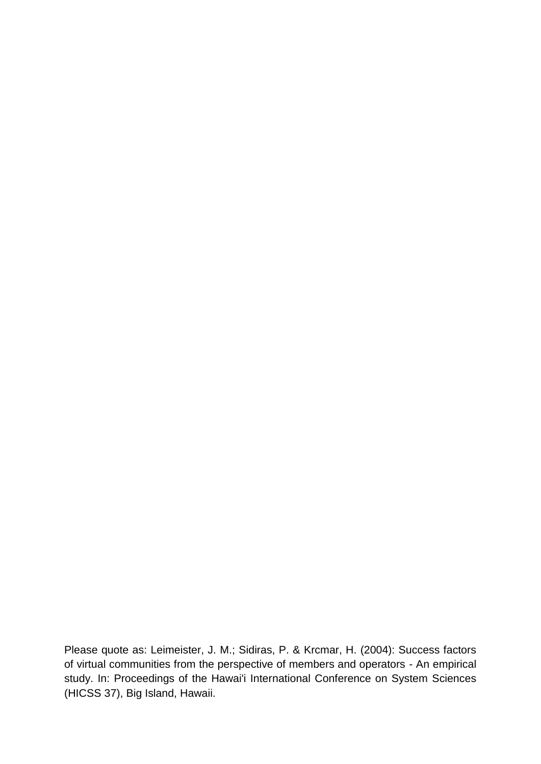Please quote as: Leimeister, J. M.; Sidiras, P. & Krcmar, H. (2004): Success factors of virtual communities from the perspective of members and operators - An empirical study. In: Proceedings of the Hawai'i International Conference on System Sciences (HICSS 37), Big Island, Hawaii.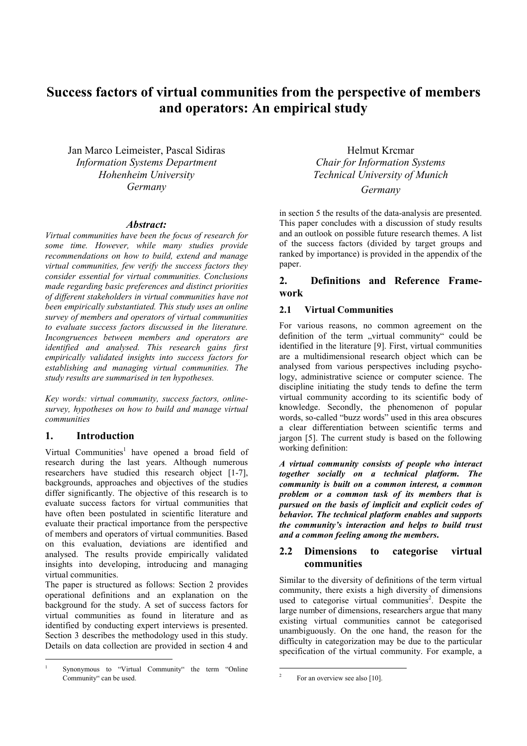# Success factors of virtual communities from the perspective of members and operators: An empirical study

Jan Marco Leimeister, Pascal Sidiras
*Information Systems Department*
*Hohenheim University*
*Germany*

Helmut Krcmar
*Chair for Information Systems*
*Technical University of Munich*
*Germany*

### *Abstract:*

*Virtual communities have been the focus of research for some time. However, while many studies provide recommendations on how to build, extend and manage virtual communities, few verify the success factors they consider essential for virtual communities. Conclusions made regarding basic preferences and distinct priorities of different stakeholders in virtual communities have not been empirically substantiated. This study uses an online survey of members and operators of virtual communities to evaluate success factors discussed in the literature. Incongruences between members and operators are identified and analysed. This research gains first empirically validated insights into success factors for establishing and managing virtual communities. The study results are summarised in ten hypotheses.*

*Key words: virtual community, success factors, online-survey, hypotheses on how to build and manage virtual communities*

## 1. Introduction

Virtual Communities[1] have opened a broad field of research during the last years. Although numerous researchers have studied this research object [1-7], backgrounds, approaches and objectives of the studies differ significantly. The objective of this research is to evaluate success factors for virtual communities that have often been postulated in scientific literature and evaluate their practical importance from the perspective of members and operators of virtual communities. Based on this evaluation, deviations are identified and analysed. The results provide empirically validated insights into developing, introducing and managing virtual communities.

The paper is structured as follows: Section 2 provides operational definitions and an explanation on the background for the study. A set of success factors for virtual communities as found in literature and as identified by conducting expert interviews is presented. Section 3 describes the methodology used in this study. Details on data collection are provided in section 4 and in section 5 the results of the data-analysis are presented. This paper concludes with a discussion of study results and an outlook on possible future research themes. A list of the success factors (divided by target groups and ranked by importance) is provided in the appendix of the paper.

## 2. Definitions and Reference Framework

### 2.1 Virtual Communities

For various reasons, no common agreement on the definition of the term „virtual community“ could be identified in the literature [9]. First, virtual communities are a multidimensional research object which can be analysed from various perspectives including psychology, administrative science or computer science. The discipline initiating the study tends to define the term virtual community according to its scientific body of knowledge. Secondly, the phenomenon of popular words, so-called "buzz words" used in this area obscures a clear differentiation between scientific terms and jargon [5]. The current study is based on the following working definition:

***A virtual community consists of people who interact together socially on a technical platform. The community is built on a common interest, a common problem or a common task of its members that is pursued on the basis of implicit and explicit codes of behavior. The technical platform enables and supports the community's interaction and helps to build trust and a common feeling among the members.***

### 2.2 Dimensions to categorise virtual communities

Similar to the diversity of definitions of the term virtual community, there exists a high diversity of dimensions used to categorise virtual communities[2]. Despite the large number of dimensions, researchers argue that many existing virtual communities cannot be categorised unambiguously. On the one hand, the reason for the difficulty in categorization may be due to the particular specification of the virtual community. For example, a

[1] Synonymous to "Virtual Community" the term "Online Community" can be used.

[2] For an overview see also [10].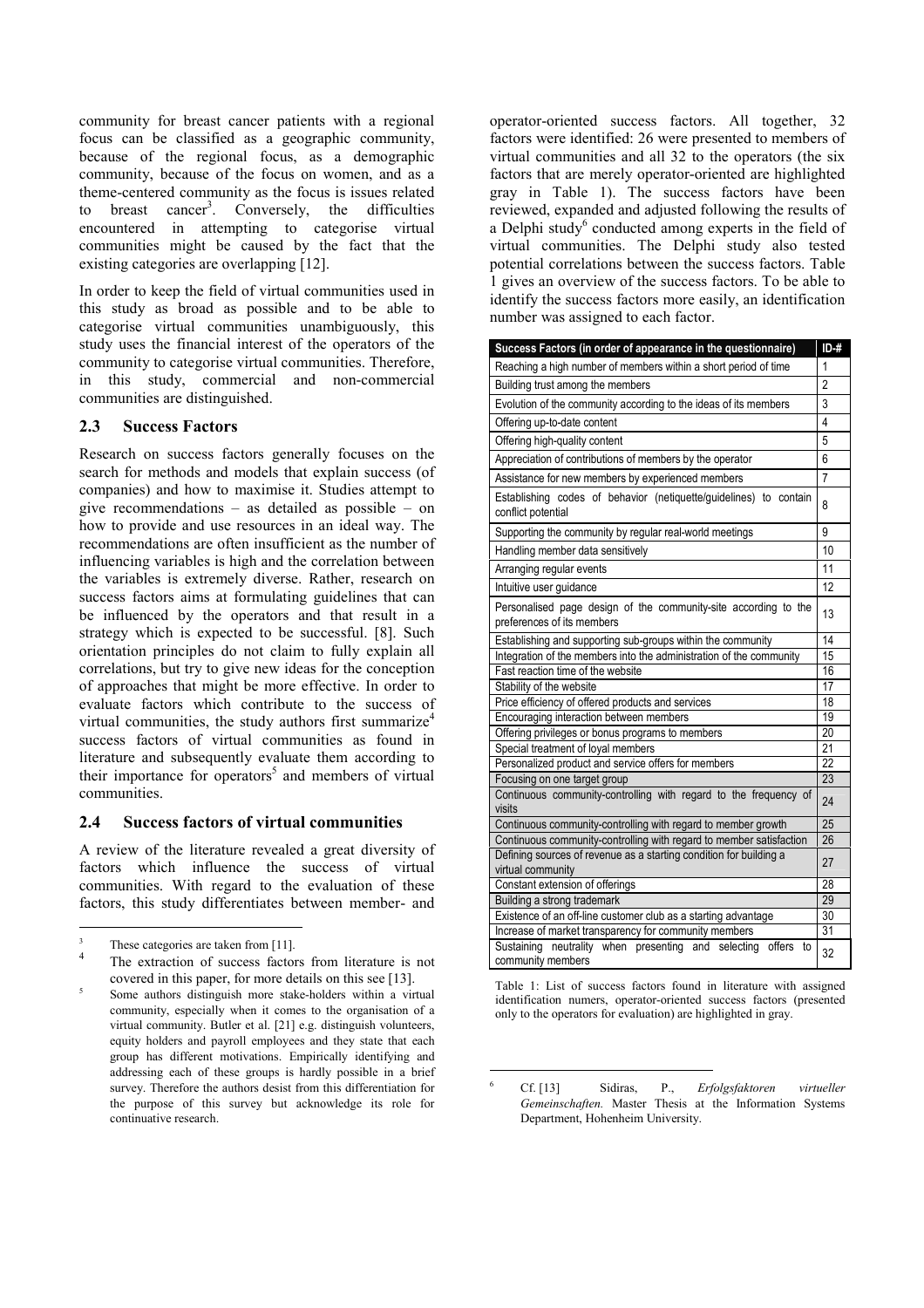community for breast cancer patients with a regional focus can be classified as a geographic community, because of the regional focus, as a demographic community, because of the focus on women, and as a theme-centered community as the focus is issues related to breast cancer[3]. Conversely, the difficulties encountered in attempting to categorise virtual communities might be caused by the fact that the existing categories are overlapping [12].

In order to keep the field of virtual communities used in this study as broad as possible and to be able to categorise virtual communities unambiguously, this study uses the financial interest of the operators of the community to categorise virtual communities. Therefore, in this study, commercial and non-commercial communities are distinguished.

### 2.3 Success Factors

Research on success factors generally focuses on the search for methods and models that explain success (of companies) and how to maximise it. Studies attempt to give recommendations – as detailed as possible – on how to provide and use resources in an ideal way. The recommendations are often insufficient as the number of influencing variables is high and the correlation between the variables is extremely diverse. Rather, research on success factors aims at formulating guidelines that can be influenced by the operators and that result in a strategy which is expected to be successful. [8]. Such orientation principles do not claim to fully explain all correlations, but try to give new ideas for the conception of approaches that might be more effective. In order to evaluate factors which contribute to the success of virtual communities, the study authors first summarize[4] success factors of virtual communities as found in literature and subsequently evaluate them according to their importance for operators[5] and members of virtual communities.

### 2.4 Success factors of virtual communities

A review of the literature revealed a great diversity of factors which influence the success of virtual communities. With regard to the evaluation of these factors, this study differentiates between member- and operator-oriented success factors. All together, 32 factors were identified: 26 were presented to members of virtual communities and all 32 to the operators (the six factors that are merely operator-oriented are highlighted gray in Table 1). The success factors have been reviewed, expanded and adjusted following the results of a Delphi study[6] conducted among experts in the field of virtual communities. The Delphi study also tested potential correlations between the success factors. Table 1 gives an overview of the success factors. To be able to identify the success factors more easily, an identification number was assigned to each factor.

| Success Factors (in order of appearance in the questionnaire) | ID-# |
|---|---|
| Reaching a high number of members within a short period of time | 1 |
| Building trust among the members | 2 |
| Evolution of the community according to the ideas of its members | 3 |
| Offering up-to-date content | 4 |
| Offering high-quality content | 5 |
| Appreciation of contributions of members by the operator | 6 |
| Assistance for new members by experienced members | 7 |
| Establishing codes of behavior (netiquette/guidelines) to contain conflict potential | 8 |
| Supporting the community by regular real-world meetings | 9 |
| Handling member data sensitively | 10 |
| Arranging regular events | 11 |
| Intuitive user guidance | 12 |
| Personalised page design of the community-site according to the preferences of its members | 13 |
| Establishing and supporting sub-groups within the community | 14 |
| Integration of the members into the administration of the community | 15 |
| Fast reaction time of the website | 16 |
| Stability of the website | 17 |
| Price efficiency of offered products and services | 18 |
| Encouraging interaction between members | 19 |
| Offering privileges or bonus programs to members | 20 |
| Special treatment of loyal members | 21 |
| Personalized product and service offers for members | 22 |
| Focusing on one target group | 23 |
| Continuous community-controlling with regard to the frequency of visits | 24 |
| Continuous community-controlling with regard to member growth | 25 |
| Continuous community-controlling with regard to member satisfaction | 26 |
| Defining sources of revenue as a starting condition for building a virtual community | 27 |
| Constant extension of offerings | 28 |
| Building a strong trademark | 29 |
| Existence of an off-line customer club as a starting advantage | 30 |
| Increase of market transparency for community members | 31 |
| Sustaining neutrality when presenting and selecting offers to community members | 32 |

Table 1: List of success factors found in literature with assigned identification numers, operator-oriented success factors (presented only to the operators for evaluation) are highlighted in gray.

[3] These categories are taken from [11].

[4] The extraction of success factors from literature is not covered in this paper, for more details on this see [13].

[5] Some authors distinguish more stake-holders within a virtual community, especially when it comes to the organisation of a virtual community. Butler et al. [21] e.g. distinguish volunteers, equity holders and payroll employees and they state that each group has different motivations. Empirically identifying and addressing each of these groups is hardly possible in a brief survey. Therefore the authors desist from this differentiation for the purpose of this survey but acknowledge its role for continuative research.

[6] Cf. [13] Sidiras, P., *Erfolgsfaktoren virtueller Gemeinschaften.* Master Thesis at the Information Systems Department, Hohenheim University.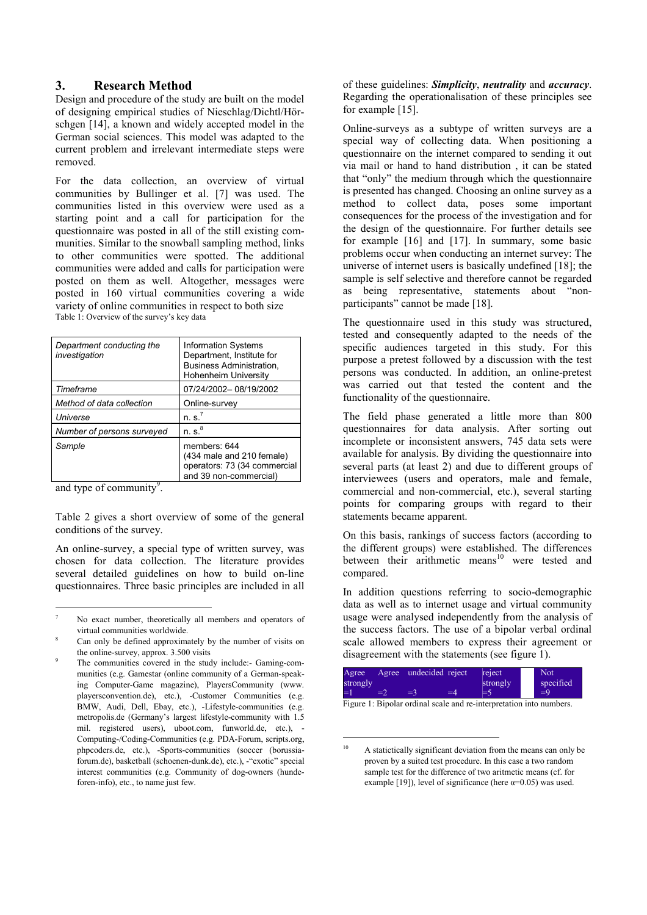## 3. Research Method

Design and procedure of the study are built on the model of designing empirical studies of Nieschlag/Dichtl/Hörschgen [14], a known and widely accepted model in the German social sciences. This model was adapted to the current problem and irrelevant intermediate steps were removed.

For the data collection, an overview of virtual communities by Bullinger et al. [7] was used. The communities listed in this overview were used as a starting point and a call for participation for the questionnaire was posted in all of the still existing communities. Similar to the snowball sampling method, links to other communities were spotted. The additional communities were added and calls for participation were posted on them as well. Altogether, messages were posted in 160 virtual communities covering a wide variety of online communities in respect to both size and type of community[9].

Table 1: Overview of the survey's key data

| | |
|---|---|
| *Department conducting the investigation* | Information Systems Department, Institute for Business Administration, Hohenheim University |
| *Timeframe* | 07/24/2002– 08/19/2002 |
| *Method of data collection* | Online-survey |
| *Universe* | n. s.[7] |
| *Number of persons surveyed* | n. s.[8] |
| *Sample* | members: 644 (434 male and 210 female) operators: 73 (34 commercial and 39 non-commercial) |

Table 2 gives a short overview of some of the general conditions of the survey.

An online-survey, a special type of written survey, was chosen for data collection. The literature provides several detailed guidelines on how to build on-line questionnaires. Three basic principles are included in all of these guidelines: ***Simplicity***, ***neutrality*** and ***accuracy***. Regarding the operationalisation of these principles see for example [15].

Online-surveys as a subtype of written surveys are a special way of collecting data. When positioning a questionnaire on the internet compared to sending it out via mail or hand to hand distribution , it can be stated that "only" the medium through which the questionnaire is presented has changed. Choosing an online survey as a method to collect data, poses some important consequences for the process of the investigation and for the design of the questionnaire. For further details see for example [16] and [17]. In summary, some basic problems occur when conducting an internet survey: The universe of internet users is basically undefined [18]; the sample is self selective and therefore cannot be regarded as being representative, statements about "non-participants" cannot be made [18].

The questionnaire used in this study was structured, tested and consequently adapted to the needs of the specific audiences targeted in this study. For this purpose a pretest followed by a discussion with the test persons was conducted. In addition, an online-pretest was carried out that tested the content and the functionality of the questionnaire.

The field phase generated a little more than 800 questionnaires for data analysis. After sorting out incomplete or inconsistent answers, 745 data sets were available for analysis. By dividing the questionnaire into several parts (at least 2) and due to different groups of interviewees (users and operators, male and female, commercial and non-commercial, etc.), several starting points for comparing groups with regard to their statements became apparent.

On this basis, rankings of success factors (according to the different groups) were established. The differences between their arithmetic means[10] were tested and compared.

In addition questions referring to socio-demographic data as well as to internet usage and virtual community usage were analysed independently from the analysis of the success factors. The use of a bipolar verbal ordinal scale allowed members to express their agreement or disagreement with the statements (see figure 1).

| Agree strongly =1 | Agree =2 | undecided =3 | reject =4 | reject strongly =5 | | Not specified =9 |
|---|---|---|---|---|---|---|

Figure 1: Bipolar ordinal scale and re-interpretation into numbers.

---

[7] No exact number, theoretically all members and operators of virtual communities worldwide.

[8] Can only be defined approximately by the number of visits on the online-survey, approx. 3.500 visits

[9] The communities covered in the study include:- Gaming-communities (e.g. Gamestar (online community of a German-speaking Computer-Game magazine), PlayersCommunity (www. playersconvention.de), etc.), -Customer Communities (e.g. BMW, Audi, Dell, Ebay, etc.), -Lifestyle-communities (e.g. metropolis.de (Germany's largest lifestyle-community with 1.5 mil. registered users), uboot.com, funworld.de, etc.), -Computing-/Coding-Communities (e.g. PDA-Forum, scripts.org, phpcoders.de, etc.), -Sports-communities (soccer (borussia-forum.de), basketball (schoenen-dunk.de), etc.), -"exotic" special interest communities (e.g. Community of dog-owners (hunde-foren-info), etc., to name just few.

[10] A staticticallly significant deviation from the means can only be proven by a suited test procedure. In this case a two random sample test for the difference of two aritmetic means (cf. for example [19]), level of significance (here $\alpha$=0.05) was used.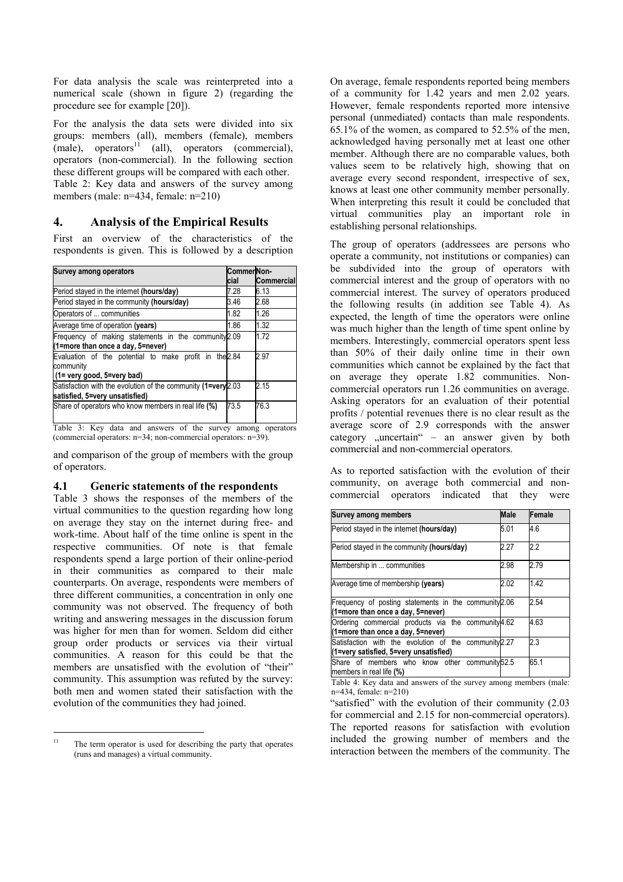For data analysis the scale was reinterpreted into a numerical scale (shown in figure 2) (regarding the procedure see for example [20]).

For the analysis the data sets were divided into six groups: members (all), members (female), members (male), operators[11] (all), operators (commercial), operators (non-commercial). In the following section these different groups will be compared with each other. Table 2: Key data and answers of the survey among members (male: n=434, female: n=210)

## 4. Analysis of the Empirical Results

First an overview of the characteristics of the respondents is given. This is followed by a description and comparison of the group of members with the group of operators.

| Survey among operators | Commercial | Non-Commercial |
|---|---|---|
| Period stayed in the internet **(hours/day)** | 7.28 | 6.13 |
| Period stayed in the community **(hours/day)** | 3.46 | 2.68 |
| Operators of ... communities | 1.82 | 1.26 |
| Average time of operation **(years)** | 1.86 | 1.32 |
| Frequency of making statements in the community **(1=more than once a day, 5=never)** | 2.09 | 1.72 |
| Evaluation of the potential to make profit in the community **(1= very good, 5=very bad)** | 2.84 | 2.97 |
| Satisfaction with the evolution of the community **(1=very satisfied, 5=very unsatisfied)** | 2.03 | 2.15 |
| Share of operators who know members in real life **(%)** | 73.5 | 76.3 |

Table 3: Key data and answers of the survey among operators (commercial operators: n=34; non-commercial operators: n=39).

### 4.1 Generic statements of the respondents

Table 3 shows the responses of the members of the virtual communities to the question regarding how long on average they stay on the internet during free- and work-time. About half of the time online is spent in the respective communities. Of note is that female respondents spend a large portion of their online-period in their communities as compared to their male counterparts. On average, respondents were members of three different communities, a concentration in only one community was not observed. The frequency of both writing and answering messages in the discussion forum was higher for men than for women. Seldom did either group order products or services via their virtual communities. A reason for this could be that the members are unsatisfied with the evolution of "their" community. This assumption was refuted by the survey: both men and women stated their satisfaction with the evolution of the communities they had joined.

On average, female respondents reported being members of a community for 1.42 years and men 2.02 years. However, female respondents reported more intensive personal (unmediated) contacts than male respondents. 65.1% of the women, as compared to 52.5% of the men, acknowledged having personally met at least one other member. Although there are no comparable values, both values seem to be relatively high, showing that on average every second respondent, irrespective of sex, knows at least one other community member personally. When interpreting this result it could be concluded that virtual communities play an important role in establishing personal relationships.

The group of operators (addressees are persons who operate a community, not institutions or companies) can be subdivided into the group of operators with commercial interest and the group of operators with no commercial interest. The survey of operators produced the following results (in addition see Table 4). As expected, the length of time the operators were online was much higher than the length of time spent online by members. Interestingly, commercial operators spent less than 50% of their daily online time in their own communities which cannot be explained by the fact that on average they operate 1.82 communities. Non-commercial operators run 1.26 communities on average. Asking operators for an evaluation of their potential profits / potential revenues there is no clear result as the average score of 2.9 corresponds with the answer category „uncertain" – an answer given by both commercial and non-commercial operators.

As to reported satisfaction with the evolution of their community, on average both commercial and non-commercial operators indicated that they were "satisfied" with the evolution of their community (2.03 for commercial and 2.15 for non-commercial operators). The reported reasons for satisfaction with evolution included the growing number of members and the interaction between the members of the community. The

| Survey among members | Male | Female |
|---|---|---|
| Period stayed in the internet **(hours/day)** | 5.01 | 4.6 |
| Period stayed in the community **(hours/day)** | 2.27 | 2.2 |
| Membership in ... communities | 2.98 | 2.79 |
| Average time of membership **(years)** | 2.02 | 1.42 |
| Frequency of posting statements in the community **(1=more than once a day, 5=never)** | 2.06 | 2.54 |
| Ordering commercial products via the community **(1=more than once a day, 5=never)** | 4.62 | 4.63 |
| Satisfaction with the evolution of the community **(1=very satisfied, 5=very unsatisfied)** | 2.27 | 2.3 |
| Share of members who know other community members in real life **(%)** | 52.5 | 65.1 |

Table 4: Key data and answers of the survey among members (male: n=434, female: n=210)

[11] The term operator is used for describing the party that operates (runs and manages) a virtual community.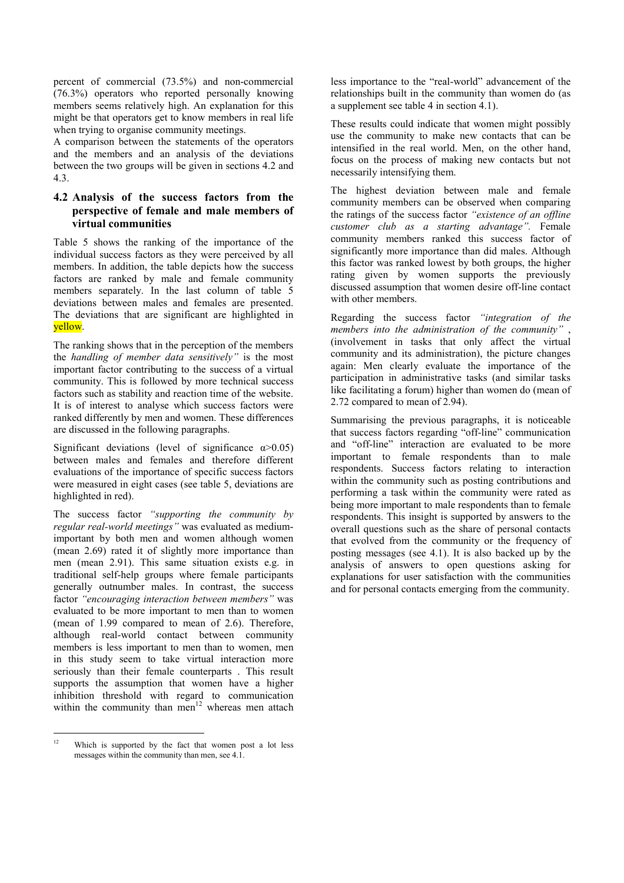percent of commercial (73.5%) and non-commercial (76.3%) operators who reported personally knowing members seems relatively high. An explanation for this might be that operators get to know members in real life when trying to organise community meetings.

A comparison between the statements of the operators and the members and an analysis of the deviations between the two groups will be given in sections 4.2 and 4.3.

## 4.2 Analysis of the success factors from the perspective of female and male members of virtual communities

Table 5 shows the ranking of the importance of the individual success factors as they were perceived by all members. In addition, the table depicts how the success factors are ranked by male and female community members separately. In the last column of table 5 deviations between males and females are presented. The deviations that are significant are highlighted in yellow.

The ranking shows that in the perception of the members the *handling of member data sensitively"* is the most important factor contributing to the success of a virtual community. This is followed by more technical success factors such as stability and reaction time of the website. It is of interest to analyse which success factors were ranked differently by men and women. These differences are discussed in the following paragraphs.

Significant deviations (level of significance $\alpha > 0.05$) between males and females and therefore different evaluations of the importance of specific success factors were measured in eight cases (see table 5, deviations are highlighted in red).

The success factor *"supporting the community by regular real-world meetings"* was evaluated as medium-important by both men and women although women (mean 2.69) rated it of slightly more importance than men (mean 2.91). This same situation exists e.g. in traditional self-help groups where female participants generally outnumber males. In contrast, the success factor *"encouraging interaction between members"* was evaluated to be more important to men than to women (mean of 1.99 compared to mean of 2.6). Therefore, although real-world contact between community members is less important to men than to women, men in this study seem to take virtual interaction more seriously than their female counterparts . This result supports the assumption that women have a higher inhibition threshold with regard to communication within the community than men[12] whereas men attach less importance to the "real-world" advancement of the relationships built in the community than women do (as a supplement see table 4 in section 4.1).

These results could indicate that women might possibly use the community to make new contacts that can be intensified in the real world. Men, on the other hand, focus on the process of making new contacts but not necessarily intensifying them.

The highest deviation between male and female community members can be observed when comparing the ratings of the success factor *"existence of an offline customer club as a starting advantage".* Female community members ranked this success factor of significantly more importance than did males. Although this factor was ranked lowest by both groups, the higher rating given by women supports the previously discussed assumption that women desire off-line contact with other members.

Regarding the success factor *"integration of the members into the administration of the community"* , (involvement in tasks that only affect the virtual community and its administration), the picture changes again: Men clearly evaluate the importance of the participation in administrative tasks (and similar tasks like facilitating a forum) higher than women do (mean of 2.72 compared to mean of 2.94).

Summarising the previous paragraphs, it is noticeable that success factors regarding "off-line" communication and "off-line" interaction are evaluated to be more important to female respondents than to male respondents. Success factors relating to interaction within the community such as posting contributions and performing a task within the community were rated as being more important to male respondents than to female respondents. This insight is supported by answers to the overall questions such as the share of personal contacts that evolved from the community or the frequency of posting messages (see 4.1). It is also backed up by the analysis of answers to open questions asking for explanations for user satisfaction with the communities and for personal contacts emerging from the community.

[12] Which is supported by the fact that women post a lot less messages within the community than men, see 4.1.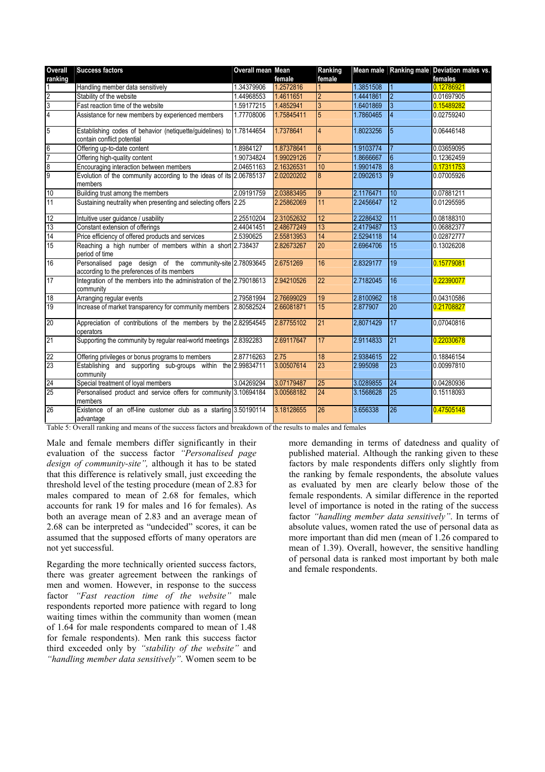| Overall ranking | Success factors | Overall mean | Mean female | Ranking female | Mean male | Ranking male | Deviation males vs. females |
|---|---|---|---|---|---|---|---|
| 1 | Handling member data sensitively | 1.34379906 | 1.2572816 | 1 | 1.3851508 | 1 | 0.12786921 |
| 2 | Stability of the website | 1.44968553 | 1.4611651 | 2 | 1.4441861 | 2 | 0.01697905 |
| 3 | Fast reaction time of the website | 1.59177215 | 1.4852941 | 3 | 1.6401869 | 3 | 0.15489282 |
| 4 | Assistance for new members by experienced members | 1.77708006 | 1.75845411 | 5 | 1.7860465 | 4 | 0.02759240 |
| 5 | Establishing codes of behavior (netiquette/guidelines) to contain conflict potential | 1.78144654 | 1.7378641 | 4 | 1.8023256 | 5 | 0.06446148 |
| 6 | Offering up-to-date content | 1.8984127 | 1.87378641 | 6 | 1.9103774 | 7 | 0.03659095 |
| 7 | Offering high-quality content | 1.90734824 | 1.99029126 | 7 | 1.8666667 | 6 | 0.12362459 |
| 8 | Encouraging interaction between members | 2.04651163 | 2.16326531 | 10 | 1.9901478 | 8 | 0.17311753 |
| 9 | Evolution of the community according to the ideas of its members | 2.06785137 | 2.02020202 | 8 | 2.0902613 | 9 | 0.07005926 |
| 10 | Building trust among the members | 2.09191759 | 2.03883495 | 9 | 2.1176471 | 10 | 0.07881211 |
| 11 | Sustaining neutrality when presenting and selecting offers | 2.25 | 2.25862069 | 11 | 2.2456647 | 12 | 0.01295595 |
| 12 | Intuitive user guidance / usability | 2.25510204 | 2.31052632 | 12 | 2.2286432 | 11 | 0.08188310 |
| 13 | Constant extension of offerings | 2.44041451 | 2.48677249 | 13 | 2.4179487 | 13 | 0.06882377 |
| 14 | Price efficiency of offered products and services | 2.5390625 | 2.55813953 | 14 | 2.5294118 | 14 | 0.02872777 |
| 15 | Reaching a high number of members within a short period of time | 2.738437 | 2.82673267 | 20 | 2.6964706 | 15 | 0.13026208 |
| 16 | Personalised page design of the community-site according to the preferences of its members | 2.78093645 | 2.6751269 | 16 | 2.8329177 | 19 | 0.15779081 |
| 17 | Integration of the members into the administration of the community | 2.79018613 | 2.94210526 | 22 | 2.7182045 | 16 | 0.22390077 |
| 18 | Arranging regular events | 2.79581994 | 2.76699029 | 19 | 2.8100962 | 18 | 0.04310586 |
| 19 | Increase of market transparency for community members | 2.80582524 | 2.66081871 | 15 | 2.877907 | 20 | 0.21708827 |
| 20 | Appreciation of contributions of the members by the operators | 2.82954545 | 2.87755102 | 21 | 2,8071429 | 17 | 0,07040816 |
| 21 | Supporting the community by regular real-world meetings | 2.8392283 | 2.69117647 | 17 | 2.9114833 | 21 | 0.22030678 |
| 22 | Offering privileges or bonus programs to members | 2.87716263 | 2.75 | 18 | 2.9384615 | 22 | 0.18846154 |
| 23 | Establishing and supporting sub-groups within the community | 2.99834711 | 3.00507614 | 23 | 2.995098 | 23 | 0.00997810 |
| 24 | Special treatment of loyal members | 3.04269294 | 3.07179487 | 25 | 3.0289855 | 24 | 0.04280936 |
| 25 | Personalised product and service offers for community members | 3.10694184 | 3.00568182 | 24 | 3.1568628 | 25 | 0.15118093 |
| 26 | Existence of an off-line customer club as a starting advantage | 3.50190114 | 3.18128655 | 26 | 3.656338 | 26 | 0.47505148 |

Table 5: Overall ranking and means of the success factors and breakdown of the results to males and females

Male and female members differ significantly in their evaluation of the success factor *"Personalised page design of community-site",* although it has to be stated that this difference is relatively small, just exceeding the threshold level of the testing procedure (mean of 2.83 for males compared to mean of 2.68 for females, which accounts for rank 19 for males and 16 for females). As both an average mean of 2.83 and an average mean of 2.68 can be interpreted as "undecided" scores, it can be assumed that the supposed efforts of many operators are not yet successful.

Regarding the more technically oriented success factors, there was greater agreement between the rankings of men and women. However, in response to the success factor *"Fast reaction time of the website"* male respondents reported more patience with regard to long waiting times within the community than women (mean of 1.64 for male respondents compared to mean of 1.48 for female respondents). Men rank this success factor third exceeded only by *"stability of the website"* and *"handling member data sensitively"*. Women seem to be more demanding in terms of datedness and quality of published material. Although the ranking given to these factors by male respondents differs only slightly from the ranking by female respondents, the absolute values as evaluated by men are clearly below those of the female respondents. A similar difference in the reported level of importance is noted in the rating of the success factor *"handling member data sensitively"*. In terms of absolute values, women rated the use of personal data as more important than did men (mean of 1.26 compared to mean of 1.39). Overall, however, the sensitive handling of personal data is ranked most important by both male and female respondents.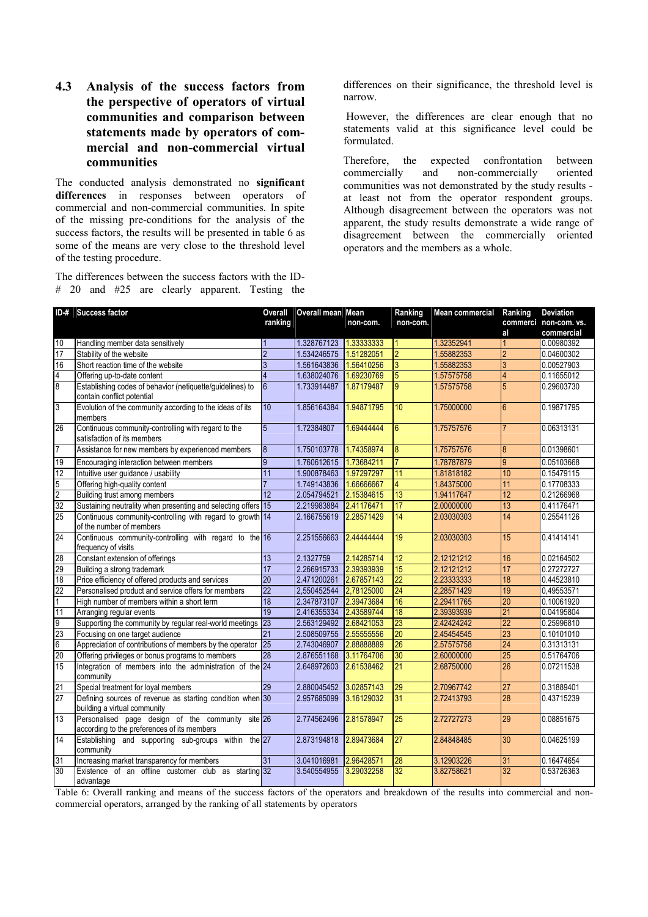## 4.3 Analysis of the success factors from the perspective of operators of virtual communities and comparison between statements made by operators of commercial and non-commercial virtual communities

The conducted analysis demonstrated no **significant differences** in responses between operators of commercial and non-commercial communities. In spite of the missing pre-conditions for the analysis of the success factors, the results will be presented in table 6 as some of the means are very close to the threshold level of the testing procedure.

The differences between the success factors with the ID-# 20 and #25 are clearly apparent. Testing the differences on their significance, the threshold level is narrow.

However, the differences are clear enough that no statements valid at this significance level could be formulated.

Therefore, the expected confrontation between commercially and non-commercially oriented communities was not demonstrated by the study results - at least not from the operator respondent groups. Although disagreement between the operators was not apparent, the study results demonstrate a wide range of disagreement between the commercially oriented operators and the members as a whole.

| ID-# | Success factor | Overall ranking | Overall mean | Mean non-com. | Ranking non-com. | Mean commercial | Ranking commercial | Deviation non-com. vs. commercial |
|---|---|---|---|---|---|---|---|---|
| 10 | Handling member data sensitively | 1 | 1.328767123 | 1.33333333 | 1 | 1.32352941 | 1 | 0.00980392 |
| 17 | Stability of the website | 2 | 1.534246575 | 1.51282051 | 2 | 1.55882353 | 2 | 0.04600302 |
| 16 | Short reaction time of the website | 3 | 1.561643836 | 1.56410256 | 3 | 1.55882353 | 3 | 0.00527903 |
| 4 | Offering up-to-date content | 4 | 1.638024076 | 1.69230769 | 5 | 1.57575758 | 4 | 0.11655012 |
| 8 | Establishing codes of behavior (netiquette/guidelines) to contain conflict potential | 6 | 1.733914487 | 1.87179487 | 9 | 1.57575758 | 5 | 0.29603730 |
| 3 | Evolution of the community according to the ideas of its members | 10 | 1.856164384 | 1.94871795 | 10 | 1.75000000 | 6 | 0.19871795 |
| 26 | Continuous community-controlling with regard to the satisfaction of its members | 5 | 1.72384807 | 1.69444444 | 6 | 1.75757576 | 7 | 0.06313131 |
| 7 | Assistance for new members by experienced members | 8 | 1.750103778 | 1.74358974 | 8 | 1.75757576 | 8 | 0.01398601 |
| 19 | Encouraging interaction between members | 9 | 1.760612615 | 1.73684211 | 7 | 1.78787879 | 9 | 0.05103668 |
| 12 | Intuitive user guidance / usability | 11 | 1.900878463 | 1.97297297 | 11 | 1.81818182 | 10 | 0.15479115 |
| 5 | Offering high-quality content | 7 | 1.749143836 | 1.66666667 | 4 | 1.84375000 | 11 | 0.17708333 |
| 2 | Building trust among members | 12 | 2.054794521 | 2.15384615 | 13 | 1.94117647 | 12 | 0.21266968 |
| 32 | Sustaining neutrality when presenting and selecting offers | 15 | 2.219983884 | 2.41176471 | 17 | 2.00000000 | 13 | 0.41176471 |
| 25 | Continuous community-controlling with regard to growth of the number of members | 14 | 2.166755619 | 2.28571429 | 14 | 2.03030303 | 14 | 0.25541126 |
| 24 | Continuous community-controlling with regard to the frequency of visits | 16 | 2.251556663 | 2.44444444 | 19 | 2.03030303 | 15 | 0.41414141 |
| 28 | Constant extension of offerings | 13 | 2.1327759 | 2.14285714 | 12 | 2.12121212 | 16 | 0.02164502 |
| 29 | Building a strong trademark | 17 | 2.266915733 | 2.39393939 | 15 | 2.12121212 | 17 | 0.27272727 |
| 18 | Price efficiency of offered products and services | 20 | 2.471200261 | 2.67857143 | 22 | 2.23333333 | 18 | 0.44523810 |
| 22 | Personalised product and service offers for members | 22 | 2,550452544 | 2,78125000 | 24 | 2,28571429 | 19 | 0,49553571 |
| 1 | High number of members within a short term | 18 | 2.347873107 | 2.39473684 | 16 | 2.29411765 | 20 | 0.10061920 |
| 11 | Arranging regular events | 19 | 2.416355334 | 2.43589744 | 18 | 2.39393939 | 21 | 0.04195804 |
| 9 | Supporting the community by regular real-world meetings | 23 | 2.563129492 | 2.68421053 | 23 | 2.42424242 | 22 | 0.25996810 |
| 23 | Focusing on one target audience | 21 | 2.508509755 | 2.55555556 | 20 | 2.45454545 | 23 | 0.10101010 |
| 6 | Appreciation of contributions of members by the operator | 25 | 2.743046907 | 2.88888889 | 26 | 2.57575758 | 24 | 0.31313131 |
| 20 | Offering privileges or bonus programs to members | 28 | 2.876551168 | 3.11764706 | 30 | 2.60000000 | 25 | 0.51764706 |
| 15 | Integration of members into the administration of the community | 24 | 2.648972603 | 2.61538462 | 21 | 2.68750000 | 26 | 0.07211538 |
| 21 | Special treatment for loyal members | 29 | 2.880045452 | 3.02857143 | 29 | 2.70967742 | 27 | 0.31889401 |
| 27 | Defining sources of revenue as starting condition when building a virtual community | 30 | 2.957685099 | 3.16129032 | 31 | 2.72413793 | 28 | 0.43715239 |
| 13 | Personalised page design of the community site according to the preferences of its members | 26 | 2.774562496 | 2.81578947 | 25 | 2.72727273 | 29 | 0.08851675 |
| 14 | Establishing and supporting sub-groups within the community | 27 | 2.873194818 | 2.89473684 | 27 | 2.84848485 | 30 | 0.04625199 |
| 31 | Increasing market transparency for members | 31 | 3.041016981 | 2.96428571 | 28 | 3.12903226 | 31 | 0.16474654 |
| 30 | Existence of an offline customer club as starting advantage | 32 | 3.540554955 | 3.29032258 | 32 | 3.82758621 | 32 | 0.53726363 |

Table 6: Overall ranking and means of the success factors of the operators and breakdown of the results into commercial and non-commercial operators, arranged by the ranking of all statements by operators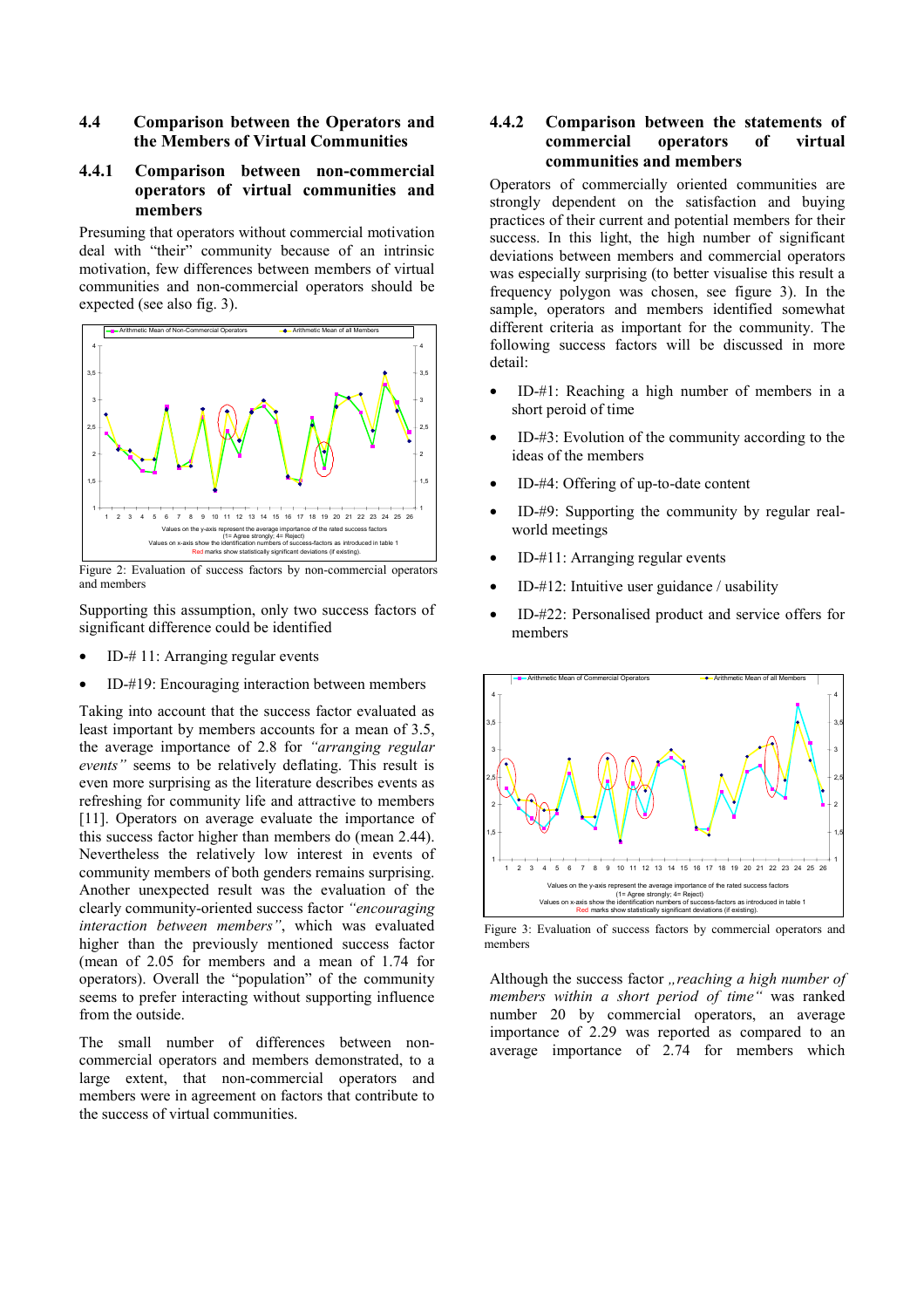## 4.4 Comparison between the Operators and the Members of Virtual Communities

### 4.4.1 Comparison between non-commercial operators of virtual communities and members

Presuming that operators without commercial motivation deal with "their" community because of an intrinsic motivation, few differences between members of virtual communities and non-commercial operators should be expected (see also fig. 3).

Figure 2: Evaluation of success factors by non-commercial operators and members

Supporting this assumption, only two success factors of significant difference could be identified

- ID-# 11: Arranging regular events
- ID-#19: Encouraging interaction between members

Taking into account that the success factor evaluated as least important by members accounts for a mean of 3.5, the average importance of 2.8 for *"arranging regular events"* seems to be relatively deflating. This result is even more surprising as the literature describes events as refreshing for community life and attractive to members [11]. Operators on average evaluate the importance of this success factor higher than members do (mean 2.44). Nevertheless the relatively low interest in events of community members of both genders remains surprising. Another unexpected result was the evaluation of the clearly community-oriented success factor *"encouraging interaction between members"*, which was evaluated higher than the previously mentioned success factor (mean of 2.05 for members and a mean of 1.74 for operators). Overall the "population" of the community seems to prefer interacting without supporting influence from the outside.

The small number of differences between non-commercial operators and members demonstrated, to a large extent, that non-commercial operators and members were in agreement on factors that contribute to the success of virtual communities.

### 4.4.2 Comparison between the statements of commercial operators of virtual communities and members

Operators of commercially oriented communities are strongly dependent on the satisfaction and buying practices of their current and potential members for their success. In this light, the high number of significant deviations between members and commercial operators was especially surprising (to better visualise this result a frequency polygon was chosen, see figure 3). In the sample, operators and members identified somewhat different criteria as important for the community. The following success factors will be discussed in more detail:

- ID-#1: Reaching a high number of members in a short peroid of time
- ID-#3: Evolution of the community according to the ideas of the members
- ID-#4: Offering of up-to-date content
- ID-#9: Supporting the community by regular real-world meetings
- ID-#11: Arranging regular events
- ID-#12: Intuitive user guidance / usability
- ID-#22: Personalised product and service offers for members

Figure 3: Evaluation of success factors by commercial operators and members

Although the success factor *„reaching a high number of members within a short period of time"* was ranked number 20 by commercial operators, an average importance of 2.29 was reported as compared to an average importance of 2.74 for members which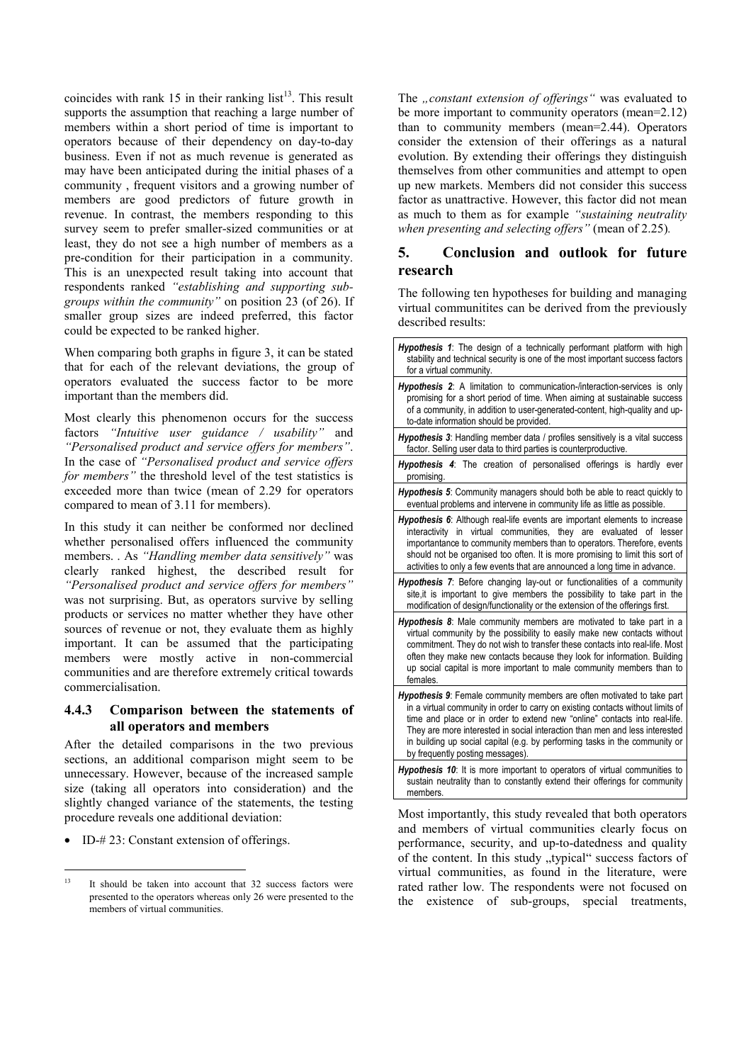coincides with rank 15 in their ranking list[13]. This result supports the assumption that reaching a large number of members within a short period of time is important to operators because of their dependency on day-to-day business. Even if not as much revenue is generated as may have been anticipated during the initial phases of a community , frequent visitors and a growing number of members are good predictors of future growth in revenue. In contrast, the members responding to this survey seem to prefer smaller-sized communities or at least, they do not see a high number of members as a pre-condition for their participation in a community. This is an unexpected result taking into account that respondents ranked *"establishing and supporting sub-groups within the community"* on position 23 (of 26). If smaller group sizes are indeed preferred, this factor could be expected to be ranked higher.

When comparing both graphs in figure 3, it can be stated that for each of the relevant deviations, the group of operators evaluated the success factor to be more important than the members did.

Most clearly this phenomenon occurs for the success factors *"Intuitive user guidance / usability"* and *"Personalised product and service offers for members"*. In the case of *"Personalised product and service offers for members"* the threshold level of the test statistics is exceeded more than twice (mean of 2.29 for operators compared to mean of 3.11 for members).

In this study it can neither be conformed nor declined whether personalised offers influenced the community members. . As *"Handling member data sensitively"* was clearly ranked highest, the described result for *"Personalised product and service offers for members"* was not surprising. But, as operators survive by selling products or services no matter whether they have other sources of revenue or not, they evaluate them as highly important. It can be assumed that the participating members were mostly active in non-commercial communities and are therefore extremely critical towards commercialisation.

### 4.4.3 Comparison between the statements of all operators and members

After the detailed comparisons in the two previous sections, an additional comparison might seem to be unnecessary. However, because of the increased sample size (taking all operators into consideration) and the slightly changed variance of the statements, the testing procedure reveals one additional deviation:

- ID-# 23: Constant extension of offerings.

The *„constant extension of offerings"* was evaluated to be more important to community operators (mean=2.12) than to community members (mean=2.44). Operators consider the extension of their offerings as a natural evolution. By extending their offerings they distinguish themselves from other communities and attempt to open up new markets. Members did not consider this success factor as unattractive. However, this factor did not mean as much to them as for example *"sustaining neutrality when presenting and selecting offers"* (mean of 2.25).

## 5. Conclusion and outlook for future research

The following ten hypotheses for building and managing virtual communitites can be derived from the previously described results:

| |
|---|
| ***Hypothesis 1***: The design of a technically performant platform with high stability and technical security is one of the most important success factors for a virtual community. |
| ***Hypothesis 2***: A limitation to communication-/interaction-services is only promising for a short period of time. When aiming at sustainable success of a community, in addition to user-generated-content, high-quality and up-to-date information should be provided. |
| ***Hypothesis 3***: Handling member data / profiles sensitively is a vital success factor. Selling user data to third parties is counterproductive. |
| ***Hypothesis 4***: The creation of personalised offerings is hardly ever promising. |
| ***Hypothesis 5***: Community managers should both be able to react quickly to eventual problems and intervene in community life as little as possible. |
| ***Hypothesis 6***: Although real-life events are important elements to increase interactivity in virtual communities, they are evaluated of lesser importantance to community members than to operators. Therefore, events should not be organised too often. It is more promising to limit this sort of activities to only a few events that are announced a long time in advance. |
| ***Hypothesis 7***: Before changing lay-out or functionalities of a community site,it is important to give members the possibility to take part in the modification of design/functionality or the extension of the offerings first. |
| ***Hypothesis 8***: Male community members are motivated to take part in a virtual community by the possibility to easily make new contacts without commitment. They do not wish to transfer these contacts into real-life. Most often they make new contacts because they look for information. Building up social capital is more important to male community members than to females. |
| ***Hypothesis 9***: Female community members are often motivated to take part in a virtual community in order to carry on existing contacts without limits of time and place or in order to extend new "online" contacts into real-life. They are more interested in social interaction than men and less interested in building up social capital (e.g. by performing tasks in the community or by frequently posting messages). |
| ***Hypothesis 10***: It is more important to operators of virtual communities to sustain neutrality than to constantly extend their offerings for community members. |

Most importantly, this study revealed that both operators and members of virtual communities clearly focus on performance, security, and up-to-datedness and quality of the content. In this study „typical" success factors of virtual communities, as found in the literature, were rated rather low. The respondents were not focused on the existence of sub-groups, special treatments,

[13] It should be taken into account that 32 success factors were presented to the operators whereas only 26 were presented to the members of virtual communities.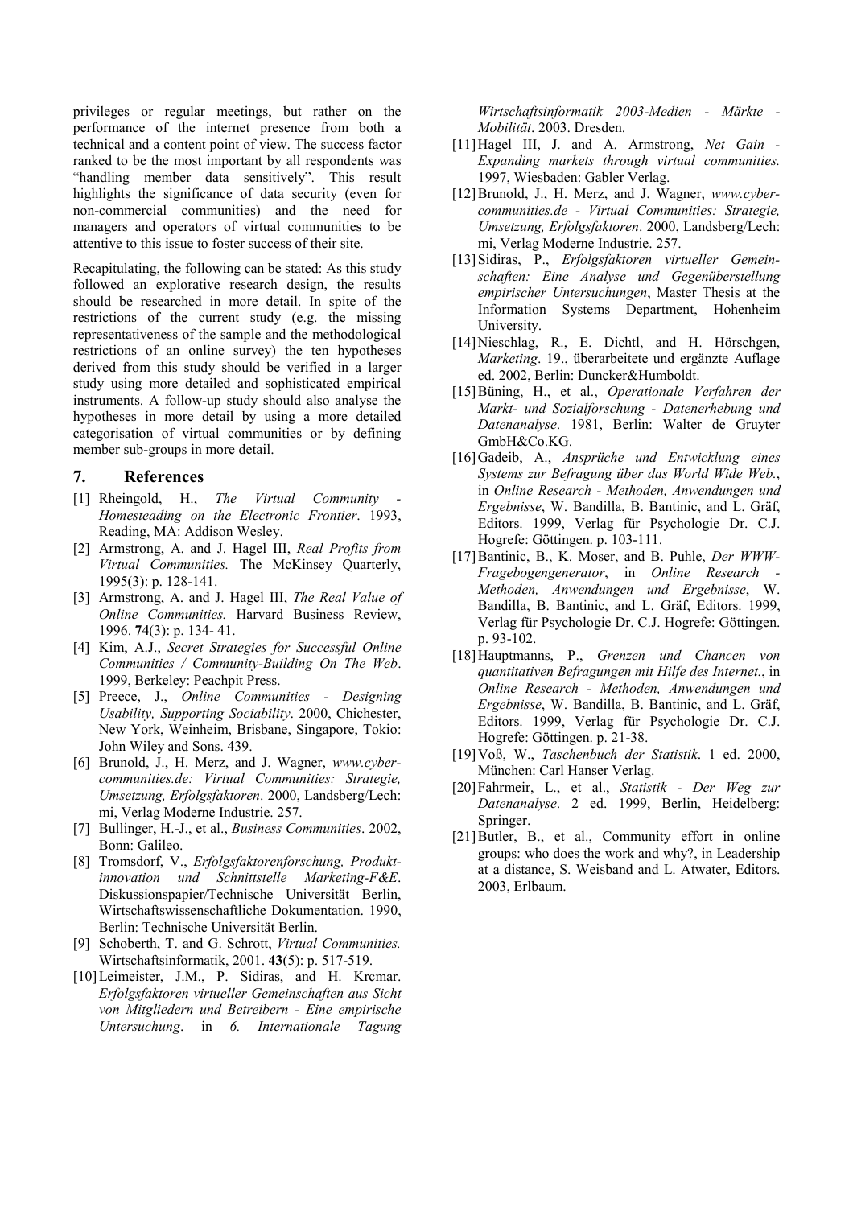privileges or regular meetings, but rather on the performance of the internet presence from both a technical and a content point of view. The success factor ranked to be the most important by all respondents was "handling member data sensitively". This result highlights the significance of data security (even for non-commercial communities) and the need for managers and operators of virtual communities to be attentive to this issue to foster success of their site.

Recapitulating, the following can be stated: As this study followed an explorative research design, the results should be researched in more detail. In spite of the restrictions of the current study (e.g. the missing representativeness of the sample and the methodological restrictions of an online survey) the ten hypotheses derived from this study should be verified in a larger study using more detailed and sophisticated empirical instruments. A follow-up study should also analyse the hypotheses in more detail by using a more detailed categorisation of virtual communities or by defining member sub-groups in more detail.

## 7. References

[1] Rheingold, H., *The Virtual Community - Homesteading on the Electronic Frontier*. 1993, Reading, MA: Addison Wesley.

[2] Armstrong, A. and J. Hagel III, *Real Profits from Virtual Communities.* The McKinsey Quarterly, 1995(3): p. 128-141.

[3] Armstrong, A. and J. Hagel III, *The Real Value of Online Communities.* Harvard Business Review, 1996. **74**(3): p. 134- 41.

[4] Kim, A.J., *Secret Strategies for Successful Online Communities / Community-Building On The Web*. 1999, Berkeley: Peachpit Press.

[5] Preece, J., *Online Communities - Designing Usability, Supporting Sociability*. 2000, Chichester, New York, Weinheim, Brisbane, Singapore, Tokio: John Wiley and Sons. 439.

[6] Brunold, J., H. Merz, and J. Wagner, *www.cyber-communities.de: Virtual Communities: Strategie, Umsetzung, Erfolgsfaktoren*. 2000, Landsberg/Lech: mi, Verlag Moderne Industrie. 257.

[7] Bullinger, H.-J., et al., *Business Communities*. 2002, Bonn: Galileo.

[8] Tromsdorf, V., *Erfolgsfaktorenforschung, Produktinnovation und Schnittstelle Marketing-F&E*. Diskussionspapier/Technische Universität Berlin, Wirtschaftswissenschaftliche Dokumentation. 1990, Berlin: Technische Universität Berlin.

[9] Schoberth, T. and G. Schrott, *Virtual Communities.* Wirtschaftsinformatik, 2001. **43**(5): p. 517-519.

[10] Leimeister, J.M., P. Sidiras, and H. Krcmar. *Erfolgsfaktoren virtueller Gemeinschaften aus Sicht von Mitgliedern und Betreibern - Eine empirische Untersuchung*. in *6. Internationale Tagung Wirtschaftsinformatik 2003-Medien - Märkte - Mobilität*. 2003. Dresden.

[11] Hagel III, J. and A. Armstrong, *Net Gain - Expanding markets through virtual communities.* 1997, Wiesbaden: Gabler Verlag.

[12] Brunold, J., H. Merz, and J. Wagner, *www.cyber-communities.de - Virtual Communities: Strategie, Umsetzung, Erfolgsfaktoren*. 2000, Landsberg/Lech: mi, Verlag Moderne Industrie. 257.

[13] Sidiras, P., *Erfolgsfaktoren virtueller Gemeinschaften: Eine Analyse und Gegenüberstellung empirischer Untersuchungen*, Master Thesis at the Information Systems Department, Hohenheim University.

[14] Nieschlag, R., E. Dichtl, and H. Hörschgen, *Marketing*. 19., überarbeitete und ergänzte Auflage ed. 2002, Berlin: Duncker&Humboldt.

[15] Büning, H., et al., *Operationale Verfahren der Markt- und Sozialforschung - Datenerhebung und Datenanalyse*. 1981, Berlin: Walter de Gruyter GmbH&Co.KG.

[16] Gadeib, A., *Ansprüche und Entwicklung eines Systems zur Befragung über das World Wide Web.*, in *Online Research - Methoden, Anwendungen und Ergebnisse*, W. Bandilla, B. Bantinic, and L. Gräf, Editors. 1999, Verlag für Psychologie Dr. C.J. Hogrefe: Göttingen. p. 103-111.

[17] Bantinic, B., K. Moser, and B. Puhle, *Der WWW-Fragebogengenerator*, in *Online Research - Methoden, Anwendungen und Ergebnisse*, W. Bandilla, B. Bantinic, and L. Gräf, Editors. 1999, Verlag für Psychologie Dr. C.J. Hogrefe: Göttingen. p. 93-102.

[18] Hauptmanns, P., *Grenzen und Chancen von quantitativen Befragungen mit Hilfe des Internet.*, in *Online Research - Methoden, Anwendungen und Ergebnisse*, W. Bandilla, B. Bantinic, and L. Gräf, Editors. 1999, Verlag für Psychologie Dr. C.J. Hogrefe: Göttingen. p. 21-38.

[19] Voß, W., *Taschenbuch der Statistik*. 1 ed. 2000, München: Carl Hanser Verlag.

[20] Fahrmeir, L., et al., *Statistik - Der Weg zur Datenanalyse*. 2 ed. 1999, Berlin, Heidelberg: Springer.

[21] Butler, B., et al., Community effort in online groups: who does the work and why?, in Leadership at a distance, S. Weisband and L. Atwater, Editors. 2003, Erlbaum.